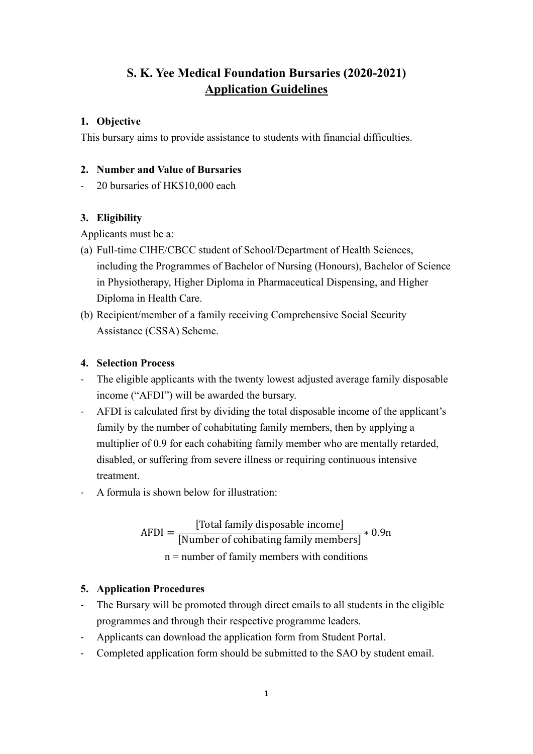# S. K. Yee Medical Foundation Bursaries (2020-2021)
## Application Guidelines

### 1. Objective

This bursary aims to provide assistance to students with financial difficulties.

### 2. Number and Value of Bursaries

- 20 bursaries of HK$10,000 each

### 3. Eligibility

Applicants must be a:

(a) Full-time CIHE/CBCC student of School/Department of Health Sciences, including the Programmes of Bachelor of Nursing (Honours), Bachelor of Science in Physiotherapy, Higher Diploma in Pharmaceutical Dispensing, and Higher Diploma in Health Care.

(b) Recipient/member of a family receiving Comprehensive Social Security Assistance (CSSA) Scheme.

### 4. Selection Process

- The eligible applicants with the twenty lowest adjusted average family disposable income ("AFDI") will be awarded the bursary.
- AFDI is calculated first by dividing the total disposable income of the applicant's family by the number of cohabitating family members, then by applying a multiplier of 0.9 for each cohabiting family member who are mentally retarded, disabled, or suffering from severe illness or requiring continuous intensive treatment.
- A formula is shown below for illustration:

$$\text{AFDI} = \frac{[\text{Total family disposable income}]}{[\text{Number of cohibating family members}]} * 0.9\text{n}$$

n = number of family members with conditions

### 5. Application Procedures

- The Bursary will be promoted through direct emails to all students in the eligible programmes and through their respective programme leaders.
- Applicants can download the application form from Student Portal.
- Completed application form should be submitted to the SAO by student email.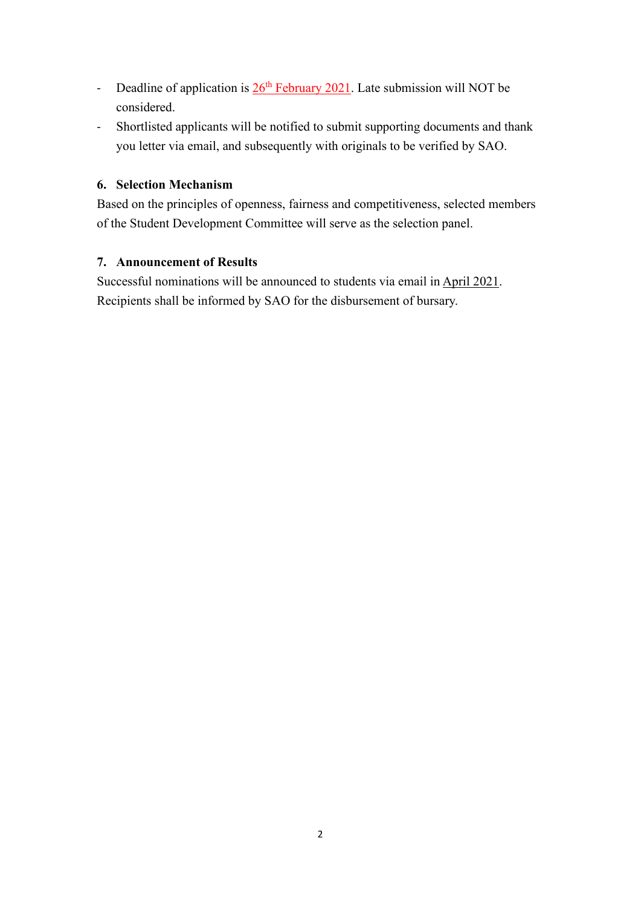- Deadline of application is 26th February 2021. Late submission will NOT be considered.
- Shortlisted applicants will be notified to submit supporting documents and thank you letter via email, and subsequently with originals to be verified by SAO.

### 6. Selection Mechanism

Based on the principles of openness, fairness and competitiveness, selected members of the Student Development Committee will serve as the selection panel.

### 7. Announcement of Results

Successful nominations will be announced to students via email in April 2021. Recipients shall be informed by SAO for the disbursement of bursary.